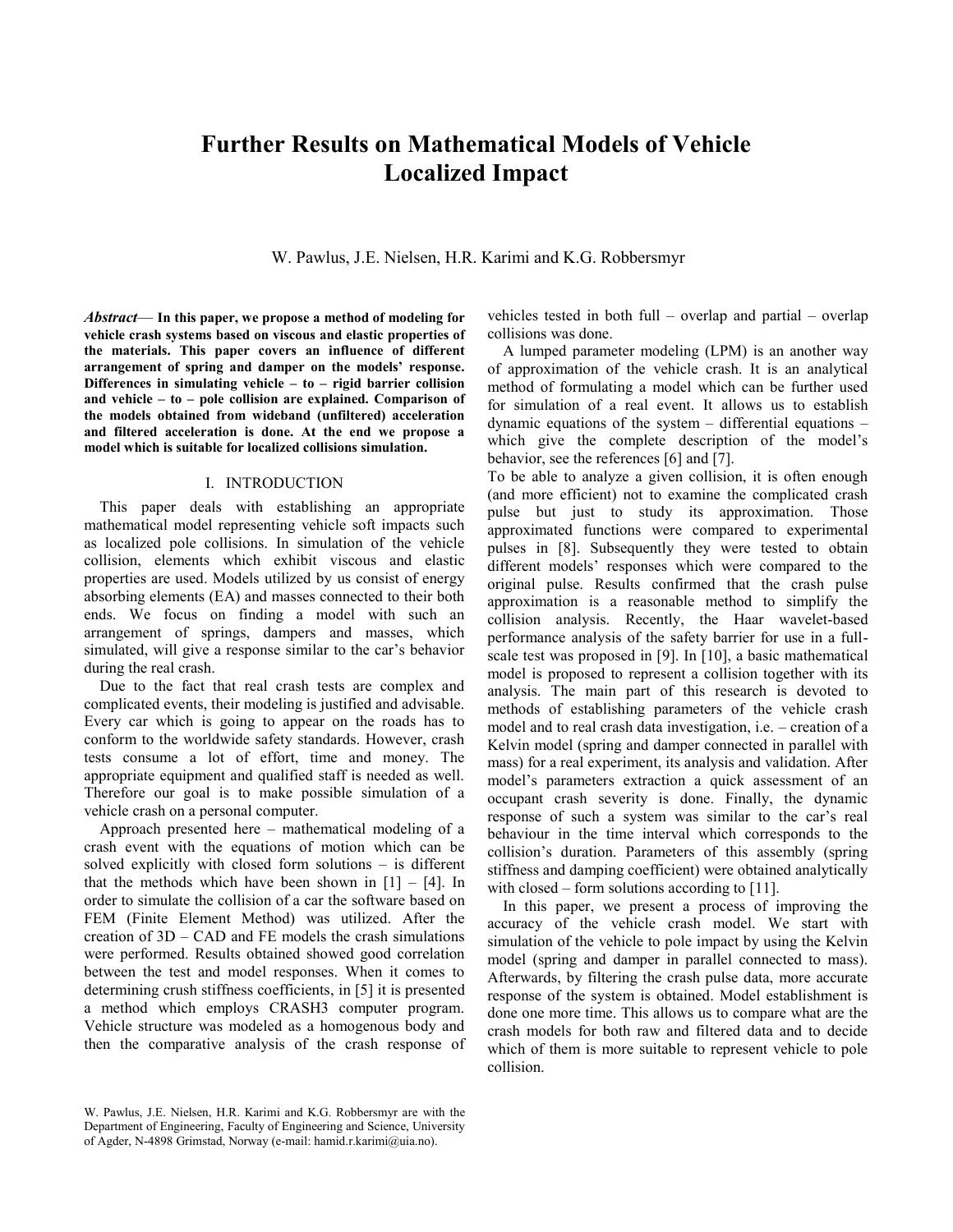# Further Results on Mathematical Models of Vehicle Localized Impact

W. Pawlus, J.E. Nielsen, H.R. Karimi and K.G. Robbersmyr

***Abstract*— In this paper, we propose a method of modeling for vehicle crash systems based on viscous and elastic properties of the materials. This paper covers an influence of different arrangement of spring and damper on the models' response. Differences in simulating vehicle – to – rigid barrier collision and vehicle – to – pole collision are explained. Comparison of the models obtained from wideband (unfiltered) acceleration and filtered acceleration is done. At the end we propose a model which is suitable for localized collisions simulation.**

## I. INTRODUCTION

This paper deals with establishing an appropriate mathematical model representing vehicle soft impacts such as localized pole collisions. In simulation of the vehicle collision, elements which exhibit viscous and elastic properties are used. Models utilized by us consist of energy absorbing elements (EA) and masses connected to their both ends. We focus on finding a model with such an arrangement of springs, dampers and masses, which simulated, will give a response similar to the car's behavior during the real crash.

Due to the fact that real crash tests are complex and complicated events, their modeling is justified and advisable. Every car which is going to appear on the roads has to conform to the worldwide safety standards. However, crash tests consume a lot of effort, time and money. The appropriate equipment and qualified staff is needed as well. Therefore our goal is to make possible simulation of a vehicle crash on a personal computer.

Approach presented here – mathematical modeling of a crash event with the equations of motion which can be solved explicitly with closed form solutions – is different that the methods which have been shown in [1] – [4]. In order to simulate the collision of a car the software based on FEM (Finite Element Method) was utilized. After the creation of 3D – CAD and FE models the crash simulations were performed. Results obtained showed good correlation between the test and model responses. When it comes to determining crush stiffness coefficients, in [5] it is presented a method which employs CRASH3 computer program. Vehicle structure was modeled as a homogenous body and then the comparative analysis of the crash response of vehicles tested in both full – overlap and partial – overlap collisions was done.

A lumped parameter modeling (LPM) is an another way of approximation of the vehicle crash. It is an analytical method of formulating a model which can be further used for simulation of a real event. It allows us to establish dynamic equations of the system – differential equations – which give the complete description of the model's behavior, see the references [6] and [7].

To be able to analyze a given collision, it is often enough (and more efficient) not to examine the complicated crash pulse but just to study its approximation. Those approximated functions were compared to experimental pulses in [8]. Subsequently they were tested to obtain different models' responses which were compared to the original pulse. Results confirmed that the crash pulse approximation is a reasonable method to simplify the collision analysis. Recently, the Haar wavelet-based performance analysis of the safety barrier for use in a full-scale test was proposed in [9]. In [10], a basic mathematical model is proposed to represent a collision together with its analysis. The main part of this research is devoted to methods of establishing parameters of the vehicle crash model and to real crash data investigation, i.e. – creation of a Kelvin model (spring and damper connected in parallel with mass) for a real experiment, its analysis and validation. After model's parameters extraction a quick assessment of an occupant crash severity is done. Finally, the dynamic response of such a system was similar to the car's real behaviour in the time interval which corresponds to the collision's duration. Parameters of this assembly (spring stiffness and damping coefficient) were obtained analytically with closed – form solutions according to [11].

In this paper, we present a process of improving the accuracy of the vehicle crash model. We start with simulation of the vehicle to pole impact by using the Kelvin model (spring and damper in parallel connected to mass). Afterwards, by filtering the crash pulse data, more accurate response of the system is obtained. Model establishment is done one more time. This allows us to compare what are the crash models for both raw and filtered data and to decide which of them is more suitable to represent vehicle to pole collision.

W. Pawlus, J.E. Nielsen, H.R. Karimi and K.G. Robbersmyr are with the Department of Engineering, Faculty of Engineering and Science, University of Agder, N-4898 Grimstad, Norway (e-mail: hamid.r.karimi@uia.no).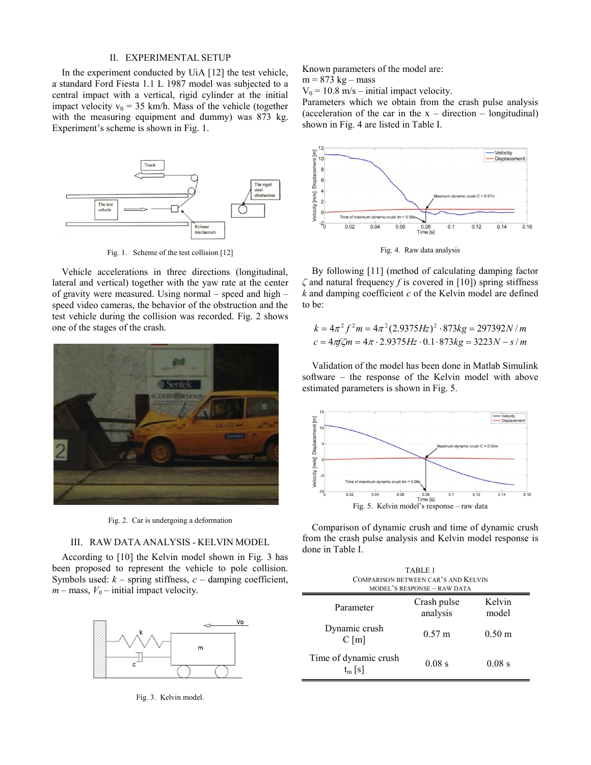## II. EXPERIMENTAL SETUP

In the experiment conducted by UiA [12] the test vehicle, a standard Ford Fiesta 1.1 L 1987 model was subjected to a central impact with a vertical, rigid cylinder at the initial impact velocity $v_0 = 35$ km/h. Mass of the vehicle (together with the measuring equipment and dummy) was 873 kg. Experiment's scheme is shown in Fig. 1.

Fig. 1. Scheme of the test collision [12]

Vehicle accelerations in three directions (longitudinal, lateral and vertical) together with the yaw rate at the center of gravity were measured. Using normal – speed and high – speed video cameras, the behavior of the obstruction and the test vehicle during the collision was recorded. Fig. 2 shows one of the stages of the crash.

Fig. 2. Car is undergoing a deformation

## III. RAW DATA ANALYSIS - KELVIN MODEL

According to [10] the Kelvin model shown in Fig. 3 has been proposed to represent the vehicle to pole collision. Symbols used: $k$ – spring stiffness, $c$ – damping coefficient, $m$ – mass, $V_0$ – initial impact velocity.

Fig. 3. Kelvin model.

Known parameters of the model are:
$m = 873$ kg – mass
$V_0 = 10.8$ m/s – initial impact velocity.
Parameters which we obtain from the crash pulse analysis (acceleration of the car in the x – direction – longitudinal) shown in Fig. 4 are listed in Table I.

Fig. 4. Raw data analysis

By following [11] (method of calculating damping factor $\zeta$ and natural frequency $f$ is covered in [10]) spring stiffness $k$ and damping coefficient $c$ of the Kelvin model are defined to be:

$$k = 4\pi^2 f^2 m = 4\pi^2 (2.9375Hz)^2 \cdot 873kg = 297392N/m$$
$$c = 4\pi f \zeta m = 4\pi \cdot 2.9375Hz \cdot 0.1 \cdot 873kg = 3223N-s/m$$

Validation of the model has been done in Matlab Simulink software – the response of the Kelvin model with above estimated parameters is shown in Fig. 5.

Fig. 5. Kelvin model's response – raw data

Comparison of dynamic crush and time of dynamic crush from the crash pulse analysis and Kelvin model response is done in Table I.

TABLE I
COMPARISON BETWEEN CAR'S AND KELVIN MODEL'S RESPONSE – RAW DATA

| Parameter | Crash pulse analysis | Kelvin model |
|---|---|---|
| Dynamic crush C [m] | 0.57 m | 0.50 m |
| Time of dynamic crush $t_m$ [s] | 0.08 s | 0.08 s |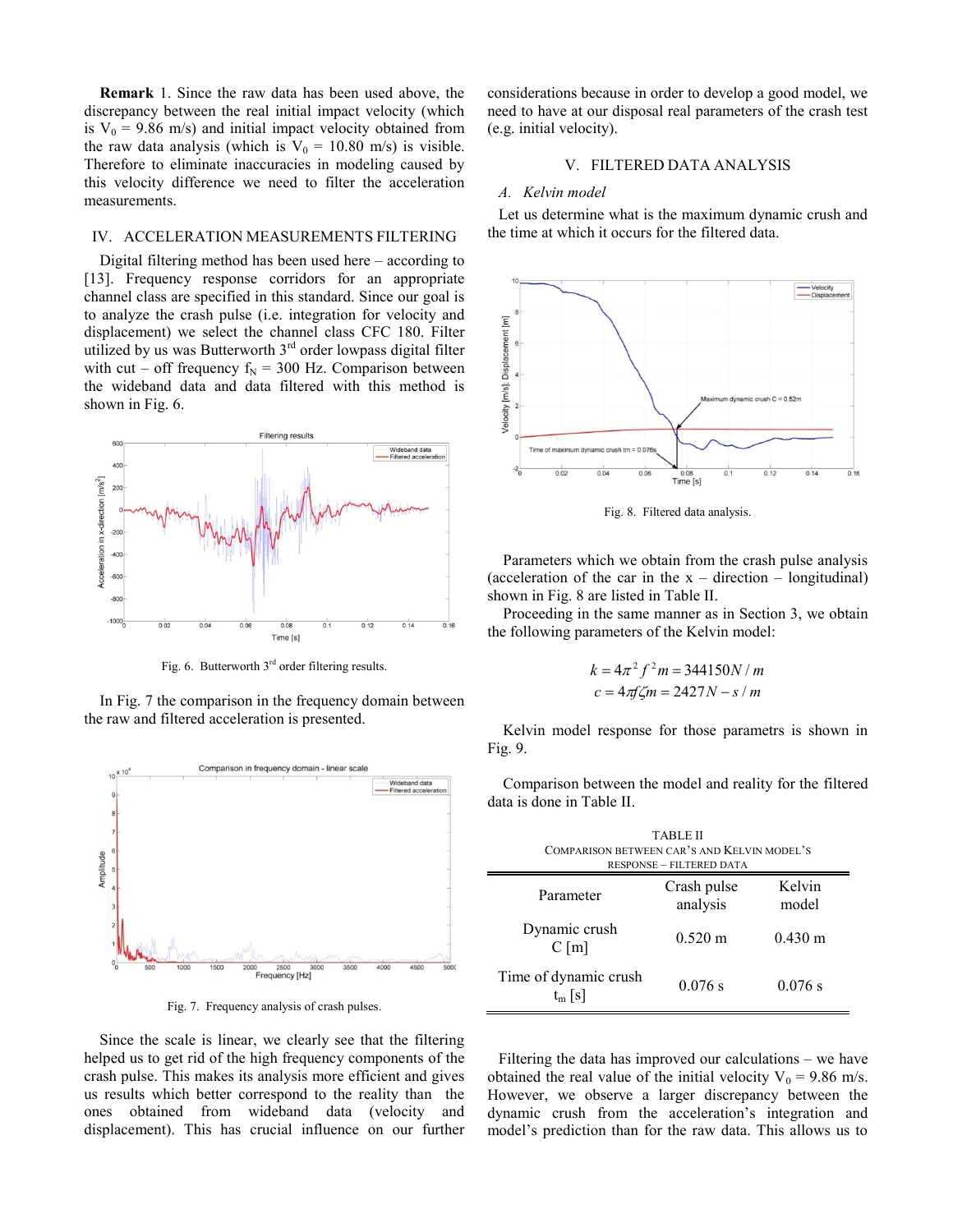**Remark** 1. Since the raw data has been used above, the discrepancy between the real initial impact velocity (which is $V_0$ = 9.86 m/s) and initial impact velocity obtained from the raw data analysis (which is $V_0$ = 10.80 m/s) is visible. Therefore to eliminate inaccuracies in modeling caused by this velocity difference we need to filter the acceleration measurements.

## IV. ACCELERATION MEASUREMENTS FILTERING

Digital filtering method has been used here – according to [13]. Frequency response corridors for an appropriate channel class are specified in this standard. Since our goal is to analyze the crash pulse (i.e. integration for velocity and displacement) we select the channel class CFC 180. Filter utilized by us was Butterworth 3[rd] order lowpass digital filter with cut – off frequency $f_N$ = 300 Hz. Comparison between the wideband data and data filtered with this method is shown in Fig. 6.

Fig. 6. Butterworth 3[rd] order filtering results.

In Fig. 7 the comparison in the frequency domain between the raw and filtered acceleration is presented.

Fig. 7. Frequency analysis of crash pulses.

Since the scale is linear, we clearly see that the filtering helped us to get rid of the high frequency components of the crash pulse. This makes its analysis more efficient and gives us results which better correspond to the reality than the ones obtained from wideband data (velocity and displacement). This has crucial influence on our further considerations because in order to develop a good model, we need to have at our disposal real parameters of the crash test (e.g. initial velocity).

## V. FILTERED DATA ANALYSIS

### *A. Kelvin model*

Let us determine what is the maximum dynamic crush and the time at which it occurs for the filtered data.

Fig. 8. Filtered data analysis.

Parameters which we obtain from the crash pulse analysis (acceleration of the car in the x – direction – longitudinal) shown in Fig. 8 are listed in Table II.

Proceeding in the same manner as in Section 3, we obtain the following parameters of the Kelvin model:

$$k = 4\pi^2 f^2 m = 344150 N/m$$
$$c = 4\pi f \zeta m = 2427 N-s/m$$

Kelvin model response for those parametrs is shown in Fig. 9.

Comparison between the model and reality for the filtered data is done in Table II.

TABLE II
COMPARISON BETWEEN CAR'S AND KELVIN MODEL'S RESPONSE – FILTERED DATA

| Parameter | Crash pulse analysis | Kelvin model |
|---|---|---|
| Dynamic crush C [m] | 0.520 m | 0.430 m |
| Time of dynamic crush $t_m$ [s] | 0.076 s | 0.076 s |

Filtering the data has improved our calculations – we have obtained the real value of the initial velocity $V_0$ = 9.86 m/s. However, we observe a larger discrepancy between the dynamic crush from the acceleration's integration and model's prediction than for the raw data. This allows us to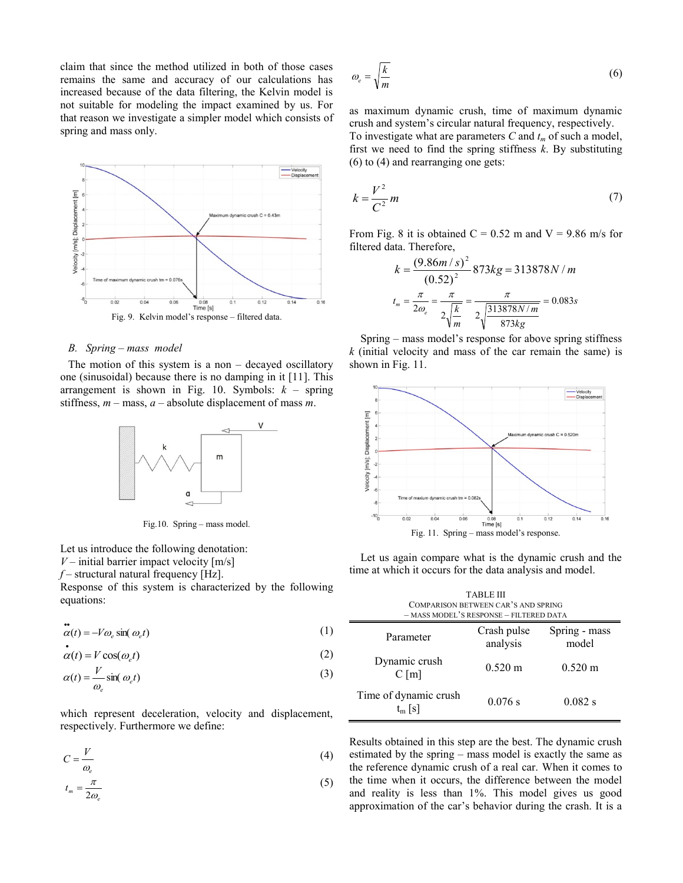claim that since the method utilized in both of those cases remains the same and accuracy of our calculations has increased because of the data filtering, the Kelvin model is not suitable for modeling the impact examined by us. For that reason we investigate a simpler model which consists of spring and mass only.

Fig. 9. Kelvin model's response – filtered data.

### *B. Spring – mass model*

The motion of this system is a non – decayed oscillatory one (sinusoidal) because there is no damping in it [11]. This arrangement is shown in Fig. 10. Symbols: $k$ – spring stiffness, $m$ – mass, $a$ – absolute displacement of mass $m$.

Fig.10. Spring – mass model.

Let us introduce the following denotation:
$V$ – initial barrier impact velocity [m/s]
$f$ – structural natural frequency [Hz].
Response of this system is characterized by the following equations:

$$\ddot{\alpha}(t) = -V\omega_e \sin(\omega_e t) \tag{1}$$

$$\dot{\alpha}(t) = V\cos(\omega_e t) \tag{2}$$

$$\alpha(t) = \frac{V}{\omega_e}\sin(\omega_e t) \tag{3}$$

which represent deceleration, velocity and displacement, respectively. Furthermore we define:

$$C = \frac{V}{\omega_e} \tag{4}$$

$$t_m = \frac{\pi}{2\omega_e} \tag{5}$$

$$\omega_e = \sqrt{\frac{k}{m}} \tag{6}$$

as maximum dynamic crush, time of maximum dynamic crush and system's circular natural frequency, respectively. To investigate what are parameters $C$ and $t_m$ of such a model, first we need to find the spring stiffness $k$. By substituting (6) to (4) and rearranging one gets:

$$k = \frac{V^2}{C^2}m \tag{7}$$

From Fig. 8 it is obtained C = 0.52 m and V = 9.86 m/s for filtered data. Therefore,

$$k = \frac{(9.86m/s)^2}{(0.52)^2}873kg = 313878N/m$$

$$t_m = \frac{\pi}{2\omega_e} = \frac{\pi}{2\sqrt{\frac{k}{m}}} = \frac{\pi}{2\sqrt{\frac{313878N/m}{873kg}}} = 0.083s$$

Spring – mass model's response for above spring stiffness $k$ (initial velocity and mass of the car remain the same) is shown in Fig. 11.

Fig. 11. Spring – mass model's response.

Let us again compare what is the dynamic crush and the time at which it occurs for the data analysis and model.

TABLE III
COMPARISON BETWEEN CAR'S AND SPRING – MASS MODEL'S RESPONSE – FILTERED DATA

| Parameter | Crash pulse analysis | Spring - mass model |
|---|---|---|
| Dynamic crush C [m] | 0.520 m | 0.520 m |
| Time of dynamic crush $t_m$ [s] | 0.076 s | 0.082 s |

Results obtained in this step are the best. The dynamic crush estimated by the spring – mass model is exactly the same as the reference dynamic crush of a real car. When it comes to the time when it occurs, the difference between the model and reality is less than 1%. This model gives us good approximation of the car's behavior during the crash. It is a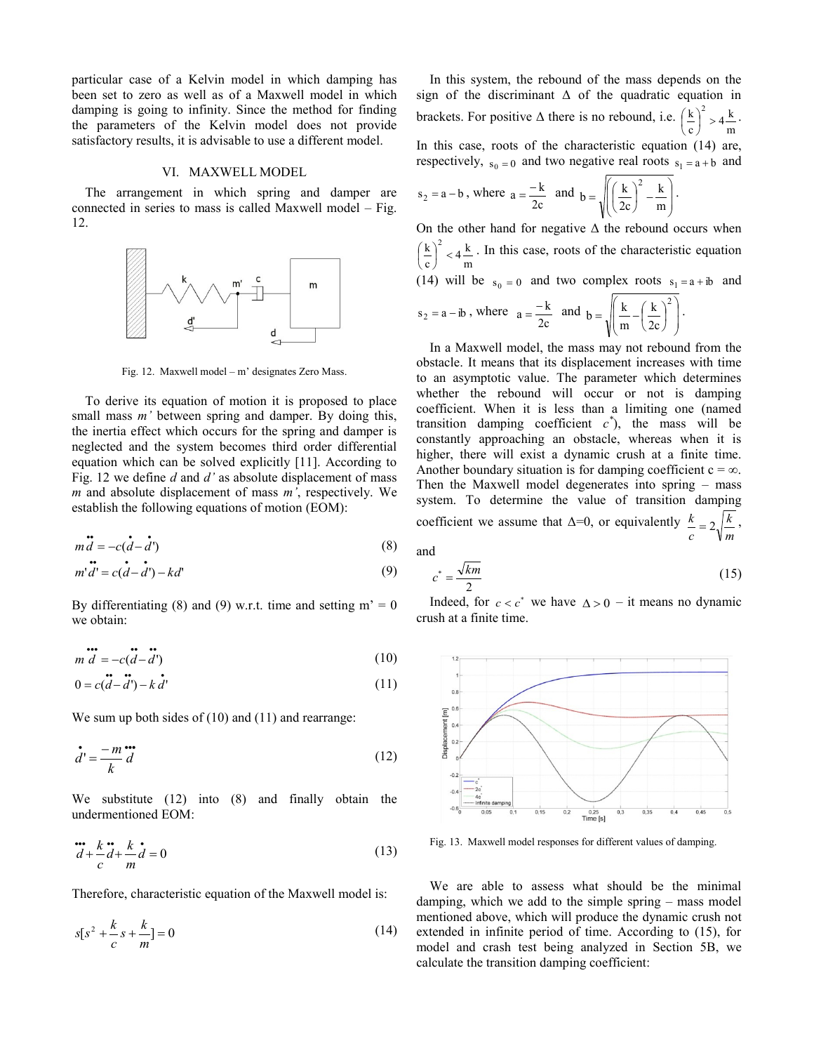particular case of a Kelvin model in which damping has been set to zero as well as of a Maxwell model in which damping is going to infinity. Since the method for finding the parameters of the Kelvin model does not provide satisfactory results, it is advisable to use a different model.

## VI. MAXWELL MODEL

The arrangement in which spring and damper are connected in series to mass is called Maxwell model – Fig. 12.

Fig. 12. Maxwell model – m' designates Zero Mass.

To derive its equation of motion it is proposed to place small mass *m'* between spring and damper. By doing this, the inertia effect which occurs for the spring and damper is neglected and the system becomes third order differential equation which can be solved explicitly [11]. According to Fig. 12 we define *d* and *d'* as absolute displacement of mass *m* and absolute displacement of mass *m'*, respectively. We establish the following equations of motion (EOM):

$$m\ddot{d} = -c(\dot{d} - \dot{d}') \tag{8}$$

$$m'\ddot{d}' = c(\dot{d} - \dot{d}') - kd' \tag{9}$$

By differentiating (8) and (9) w.r.t. time and setting m' = 0 we obtain:

$$m\dddot{d} = -c(\ddot{d} - \ddot{d}') \tag{10}$$

$$0 = c(\ddot{d} - \ddot{d}') - k\dot{d}' \tag{11}$$

We sum up both sides of (10) and (11) and rearrange:

$$\dot{d}' = \frac{-m}{k}\dddot{d} \tag{12}$$

We substitute (12) into (8) and finally obtain the undermentioned EOM:

$$\dddot{d} + \frac{k}{c}\ddot{d} + \frac{k}{m}\dot{d} = 0 \tag{13}$$

Therefore, characteristic equation of the Maxwell model is:

$$s[s^2 + \frac{k}{c}s + \frac{k}{m}] = 0 \tag{14}$$

In this system, the rebound of the mass depends on the sign of the discriminant $\Delta$ of the quadratic equation in brackets. For positive $\Delta$ there is no rebound, i.e. $\left(\frac{k}{c}\right)^2 > 4\frac{k}{m}$.

In this case, roots of the characteristic equation (14) are, respectively, $s_0 = 0$ and two negative real roots $s_1 = a + b$ and $s_2 = a - b$, where $a = \frac{-k}{2c}$ and $b = \sqrt{\left(\left(\frac{k}{2c}\right)^2 - \frac{k}{m}\right)}$.

On the other hand for negative $\Delta$ the rebound occurs when $\left(\frac{k}{c}\right)^2 < 4\frac{k}{m}$. In this case, roots of the characteristic equation (14) will be $s_0 = 0$ and two complex roots $s_1 = a + ib$ and $s_2 = a - ib$, where $a = \frac{-k}{2c}$ and $b = \sqrt{\left(\frac{k}{m} - \left(\frac{k}{2c}\right)^2\right)}$.

In a Maxwell model, the mass may not rebound from the obstacle. It means that its displacement increases with time to an asymptotic value. The parameter which determines whether the rebound will occur or not is damping coefficient. When it is less than a limiting one (named transition damping coefficient $c^*$), the mass will be constantly approaching an obstacle, whereas when it is higher, there will exist a dynamic crush at a finite time. Another boundary situation is for damping coefficient c = ∞. Then the Maxwell model degenerates into spring – mass system. To determine the value of transition damping coefficient we assume that Δ=0, or equivalently $\frac{k}{c} = 2\sqrt{\frac{k}{m}}$,

and

$$c^* = \frac{\sqrt{km}}{2} \tag{15}$$

Indeed, for $c < c^*$ we have $\Delta > 0$ – it means no dynamic crush at a finite time.

Fig. 13. Maxwell model responses for different values of damping.

We are able to assess what should be the minimal damping, which we add to the simple spring – mass model mentioned above, which will produce the dynamic crush not extended in infinite period of time. According to (15), for model and crash test being analyzed in Section 5B, we calculate the transition damping coefficient: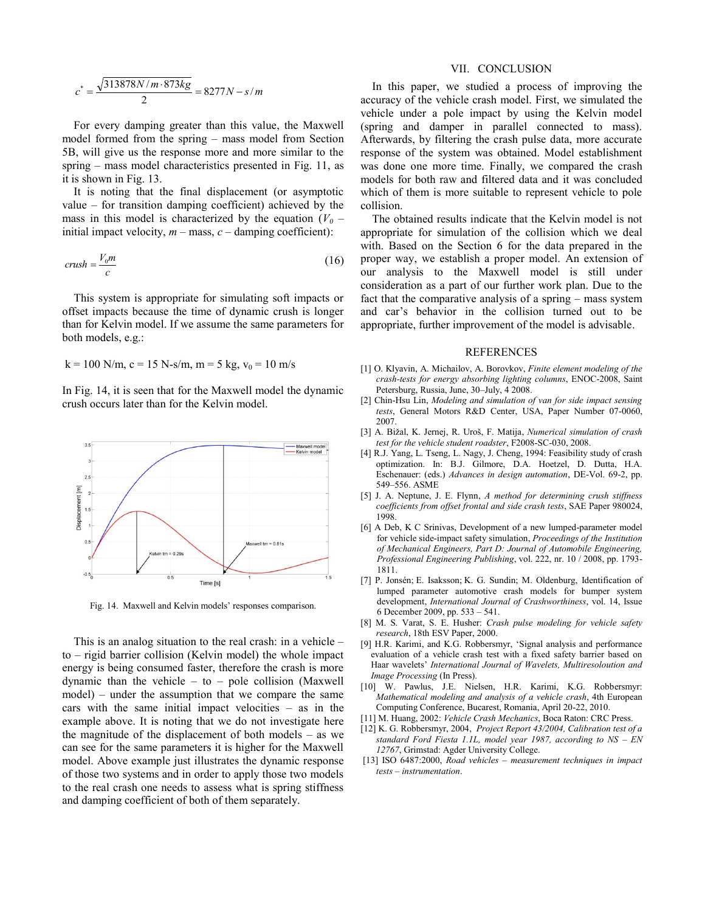$$c^* = \frac{\sqrt{313878N/m \cdot 873kg}}{2} = 8277N - s/m$$

For every damping greater than this value, the Maxwell model formed from the spring – mass model from Section 5B, will give us the response more and more similar to the spring – mass model characteristics presented in Fig. 11, as it is shown in Fig. 13.

It is noting that the final displacement (or asymptotic value – for transition damping coefficient) achieved by the mass in this model is characterized by the equation ($V_0$ – initial impact velocity, $m$ – mass, $c$ – damping coefficient):

$$crush = \frac{V_0 m}{c} \tag{16}$$

This system is appropriate for simulating soft impacts or offset impacts because the time of dynamic crush is longer than for Kelvin model. If we assume the same parameters for both models, e.g.:

$k = 100$ N/m, $c = 15$ N-s/m, $m = 5$ kg, $v_0 = 10$ m/s

In Fig. 14, it is seen that for the Maxwell model the dynamic crush occurs later than for the Kelvin model.

Maxwell model
Kelvin model
Displacement [m]
Time [s]
Kelvin tm = 0.29s
Maxwell tm = 0.81s
3.5
3
2.5
2
1.5
1
0.5
0
-0.5
0
0.5
1
1.5

Fig. 14. Maxwell and Kelvin models' responses comparison.

This is an analog situation to the real crash: in a vehicle – to – rigid barrier collision (Kelvin model) the whole impact energy is being consumed faster, therefore the crash is more dynamic than the vehicle – to – pole collision (Maxwell model) – under the assumption that we compare the same cars with the same initial impact velocities – as in the example above. It is noting that we do not investigate here the magnitude of the displacement of both models – as we can see for the same parameters it is higher for the Maxwell model. Above example just illustrates the dynamic response of those two systems and in order to apply those two models to the real crash one needs to assess what is spring stiffness and damping coefficient of both of them separately.

## VII. CONCLUSION

In this paper, we studied a process of improving the accuracy of the vehicle crash model. First, we simulated the vehicle under a pole impact by using the Kelvin model (spring and damper in parallel connected to mass). Afterwards, by filtering the crash pulse data, more accurate response of the system was obtained. Model establishment was done one more time. Finally, we compared the crash models for both raw and filtered data and it was concluded which of them is more suitable to represent vehicle to pole collision.

The obtained results indicate that the Kelvin model is not appropriate for simulation of the collision which we deal with. Based on the Section 6 for the data prepared in the proper way, we establish a proper model. An extension of our analysis to the Maxwell model is still under consideration as a part of our further work plan. Due to the fact that the comparative analysis of a spring – mass system and car's behavior in the collision turned out to be appropriate, further improvement of the model is advisable.

## REFERENCES

[1] O. Klyavin, A. Michailov, A. Borovkov, *Finite element modeling of the crash-tests for energy absorbing lighting columns*, ENOC-2008, Saint Petersburg, Russia, June, 30–July, 4 2008.

[2] Chin-Hsu Lin, *Modeling and simulation of van for side impact sensing tests*, General Motors R&D Center, USA, Paper Number 07-0060, 2007.

[3] A. Bižal, K. Jernej, R. Uroš, F. Matija, *Numerical simulation of crash test for the vehicle student roadster*, F2008-SC-030, 2008.

[4] R.J. Yang, L. Tseng, L. Nagy, J. Cheng, 1994: Feasibility study of crash optimization. In: B.J. Gilmore, D.A. Hoetzel, D. Dutta, H.A. Eschenauer: (eds.) *Advances in design automation*, DE-Vol. 69-2, pp. 549–556. ASME

[5] J. A. Neptune, J. E. Flynn, *A method for determining crush stiffness coefficients from offset frontal and side crash tests*, SAE Paper 980024, 1998.

[6] A Deb, K C Srinivas, Development of a new lumped-parameter model for vehicle side-impact safety simulation, *Proceedings of the Institution of Mechanical Engineers, Part D: Journal of Automobile Engineering, Professional Engineering Publishing*, vol. 222, nr. 10 / 2008, pp. 1793-1811.

[7] P. Jonsén; E. Isaksson; K. G. Sundin; M. Oldenburg, Identification of lumped parameter automotive crash models for bumper system development, *International Journal of Crashworthiness*, vol. 14, Issue 6 December 2009, pp. 533 – 541.

[8] M. S. Varat, S. E. Husher: *Crash pulse modeling for vehicle safety research*, 18th ESV Paper, 2000.

[9] H.R. Karimi, and K.G. Robbersmyr, 'Signal analysis and performance evaluation of a vehicle crash test with a fixed safety barrier based on Haar wavelets' *International Journal of Wavelets, Multiresoloution and Image Processing* (In Press).

[10] W. Pawlus, J.E. Nielsen, H.R. Karimi, K.G. Robbersmyr: *Mathematical modeling and analysis of a vehicle crash*, 4th European Computing Conference, Bucarest, Romania, April 20-22, 2010.

[11] M. Huang, 2002: *Vehicle Crash Mechanics*, Boca Raton: CRC Press.

[12] K. G. Robbersmyr, 2004, *Project Report 43/2004, Calibration test of a standard Ford Fiesta 1.1L, model year 1987, according to NS – EN 12767*, Grimstad: Agder University College.

[13] ISO 6487:2000, *Road vehicles – measurement techniques in impact tests – instrumentation*.